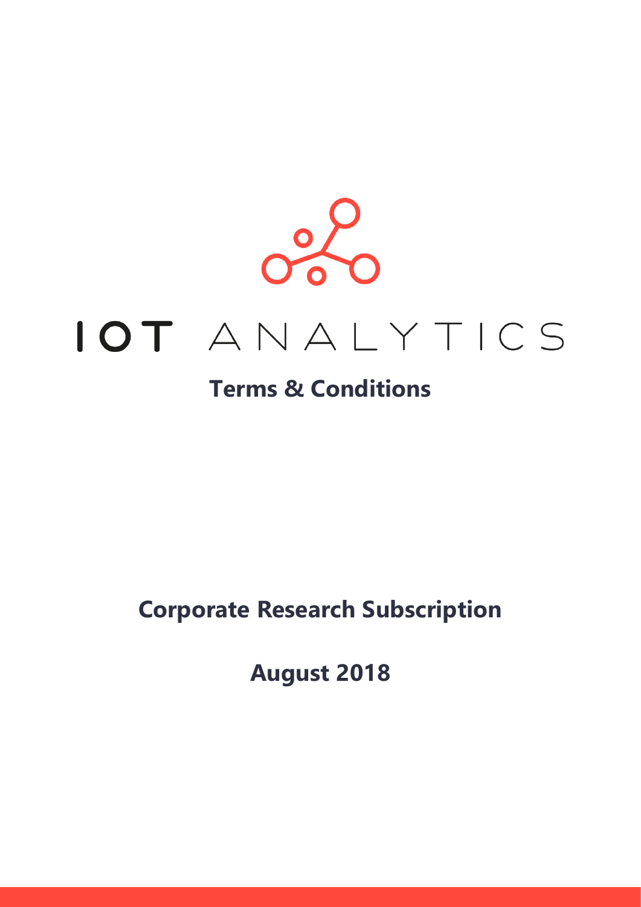# IOT ANALYTICS

## Terms & Conditions

## Corporate Research Subscription

## August 2018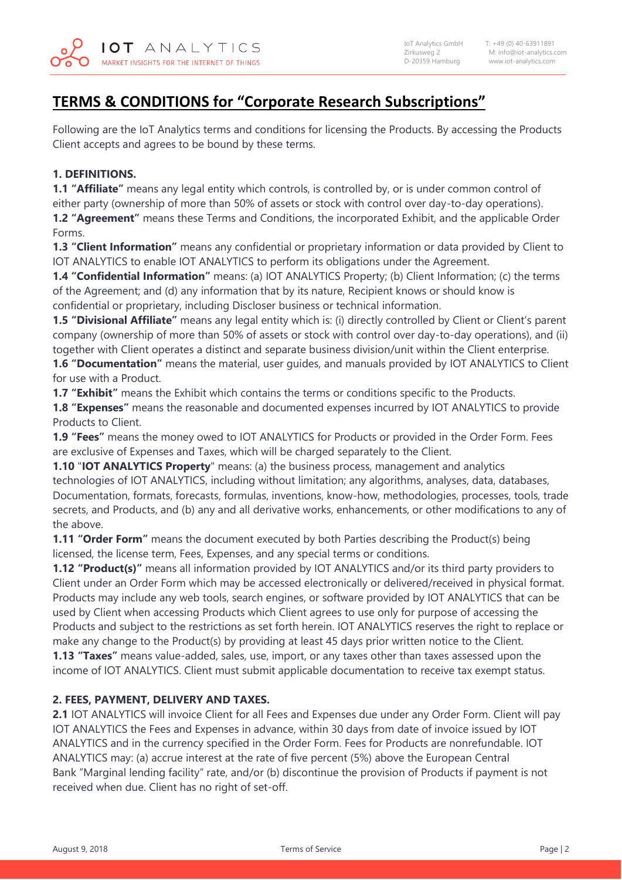# TERMS & CONDITIONS for "Corporate Research Subscriptions"

Following are the IoT Analytics terms and conditions for licensing the Products. By accessing the Products Client accepts and agrees to be bound by these terms.

**1. DEFINITIONS.**

**1.1 "Affiliate"** means any legal entity which controls, is controlled by, or is under common control of either party (ownership of more than 50% of assets or stock with control over day-to-day operations).

**1.2 "Agreement"** means these Terms and Conditions, the incorporated Exhibit, and the applicable Order Forms.

**1.3 "Client Information"** means any confidential or proprietary information or data provided by Client to IOT ANALYTICS to enable IOT ANALYTICS to perform its obligations under the Agreement.

**1.4 "Confidential Information"** means: (a) IOT ANALYTICS Property; (b) Client Information; (c) the terms of the Agreement; and (d) any information that by its nature, Recipient knows or should know is confidential or proprietary, including Discloser business or technical information.

**1.5 "Divisional Affiliate"** means any legal entity which is: (i) directly controlled by Client or Client's parent company (ownership of more than 50% of assets or stock with control over day-to-day operations), and (ii) together with Client operates a distinct and separate business division/unit within the Client enterprise.

**1.6 "Documentation"** means the material, user guides, and manuals provided by IOT ANALYTICS to Client for use with a Product.

**1.7 "Exhibit"** means the Exhibit which contains the terms or conditions specific to the Products.

**1.8 "Expenses"** means the reasonable and documented expenses incurred by IOT ANALYTICS to provide Products to Client.

**1.9 "Fees"** means the money owed to IOT ANALYTICS for Products or provided in the Order Form. Fees are exclusive of Expenses and Taxes, which will be charged separately to the Client.

**1.10** "**IOT ANALYTICS Property**" means: (a) the business process, management and analytics technologies of IOT ANALYTICS, including without limitation; any algorithms, analyses, data, databases, Documentation, formats, forecasts, formulas, inventions, know-how, methodologies, processes, tools, trade secrets, and Products, and (b) any and all derivative works, enhancements, or other modifications to any of the above.

**1.11 "Order Form"** means the document executed by both Parties describing the Product(s) being licensed, the license term, Fees, Expenses, and any special terms or conditions.

**1.12 "Product(s)"** means all information provided by IOT ANALYTICS and/or its third party providers to Client under an Order Form which may be accessed electronically or delivered/received in physical format. Products may include any web tools, search engines, or software provided by IOT ANALYTICS that can be used by Client when accessing Products which Client agrees to use only for purpose of accessing the Products and subject to the restrictions as set forth herein. IOT ANALYTICS reserves the right to replace or make any change to the Product(s) by providing at least 45 days prior written notice to the Client.

**1.13 "Taxes"** means value-added, sales, use, import, or any taxes other than taxes assessed upon the income of IOT ANALYTICS. Client must submit applicable documentation to receive tax exempt status.

**2. FEES, PAYMENT, DELIVERY AND TAXES.**

**2.1** IOT ANALYTICS will invoice Client for all Fees and Expenses due under any Order Form. Client will pay IOT ANALYTICS the Fees and Expenses in advance, within 30 days from date of invoice issued by IOT ANALYTICS and in the currency specified in the Order Form. Fees for Products are nonrefundable. IOT ANALYTICS may: (a) accrue interest at the rate of five percent (5%) above the European Central Bank "Marginal lending facility" rate, and/or (b) discontinue the provision of Products if payment is not received when due. Client has no right of set-off.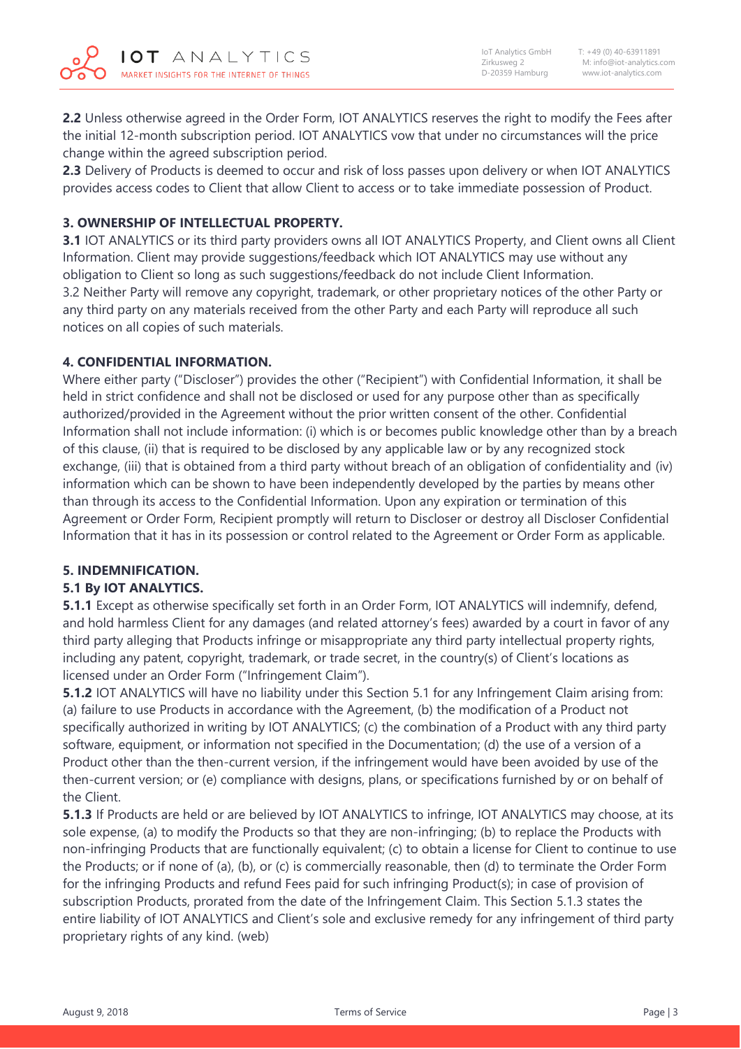**2.2** Unless otherwise agreed in the Order Form, IOT ANALYTICS reserves the right to modify the Fees after the initial 12-month subscription period. IOT ANALYTICS vow that under no circumstances will the price change within the agreed subscription period.

**2.3** Delivery of Products is deemed to occur and risk of loss passes upon delivery or when IOT ANALYTICS provides access codes to Client that allow Client to access or to take immediate possession of Product.

### 3. OWNERSHIP OF INTELLECTUAL PROPERTY.

**3.1** IOT ANALYTICS or its third party providers owns all IOT ANALYTICS Property, and Client owns all Client Information. Client may provide suggestions/feedback which IOT ANALYTICS may use without any obligation to Client so long as such suggestions/feedback do not include Client Information.

3.2 Neither Party will remove any copyright, trademark, or other proprietary notices of the other Party or any third party on any materials received from the other Party and each Party will reproduce all such notices on all copies of such materials.

### 4. CONFIDENTIAL INFORMATION.

Where either party ("Discloser") provides the other ("Recipient") with Confidential Information, it shall be held in strict confidence and shall not be disclosed or used for any purpose other than as specifically authorized/provided in the Agreement without the prior written consent of the other. Confidential Information shall not include information: (i) which is or becomes public knowledge other than by a breach of this clause, (ii) that is required to be disclosed by any applicable law or by any recognized stock exchange, (iii) that is obtained from a third party without breach of an obligation of confidentiality and (iv) information which can be shown to have been independently developed by the parties by means other than through its access to the Confidential Information. Upon any expiration or termination of this Agreement or Order Form, Recipient promptly will return to Discloser or destroy all Discloser Confidential Information that it has in its possession or control related to the Agreement or Order Form as applicable.

### 5. INDEMNIFICATION.

#### 5.1 By IOT ANALYTICS.

**5.1.1** Except as otherwise specifically set forth in an Order Form, IOT ANALYTICS will indemnify, defend, and hold harmless Client for any damages (and related attorney's fees) awarded by a court in favor of any third party alleging that Products infringe or misappropriate any third party intellectual property rights, including any patent, copyright, trademark, or trade secret, in the country(s) of Client's locations as licensed under an Order Form ("Infringement Claim").

**5.1.2** IOT ANALYTICS will have no liability under this Section 5.1 for any Infringement Claim arising from: (a) failure to use Products in accordance with the Agreement, (b) the modification of a Product not specifically authorized in writing by IOT ANALYTICS; (c) the combination of a Product with any third party software, equipment, or information not specified in the Documentation; (d) the use of a version of a Product other than the then-current version, if the infringement would have been avoided by use of the then-current version; or (e) compliance with designs, plans, or specifications furnished by or on behalf of the Client.

**5.1.3** If Products are held or are believed by IOT ANALYTICS to infringe, IOT ANALYTICS may choose, at its sole expense, (a) to modify the Products so that they are non-infringing; (b) to replace the Products with non-infringing Products that are functionally equivalent; (c) to obtain a license for Client to continue to use the Products; or if none of (a), (b), or (c) is commercially reasonable, then (d) to terminate the Order Form for the infringing Products and refund Fees paid for such infringing Product(s); in case of provision of subscription Products, prorated from the date of the Infringement Claim. This Section 5.1.3 states the entire liability of IOT ANALYTICS and Client's sole and exclusive remedy for any infringement of third party proprietary rights of any kind. (web)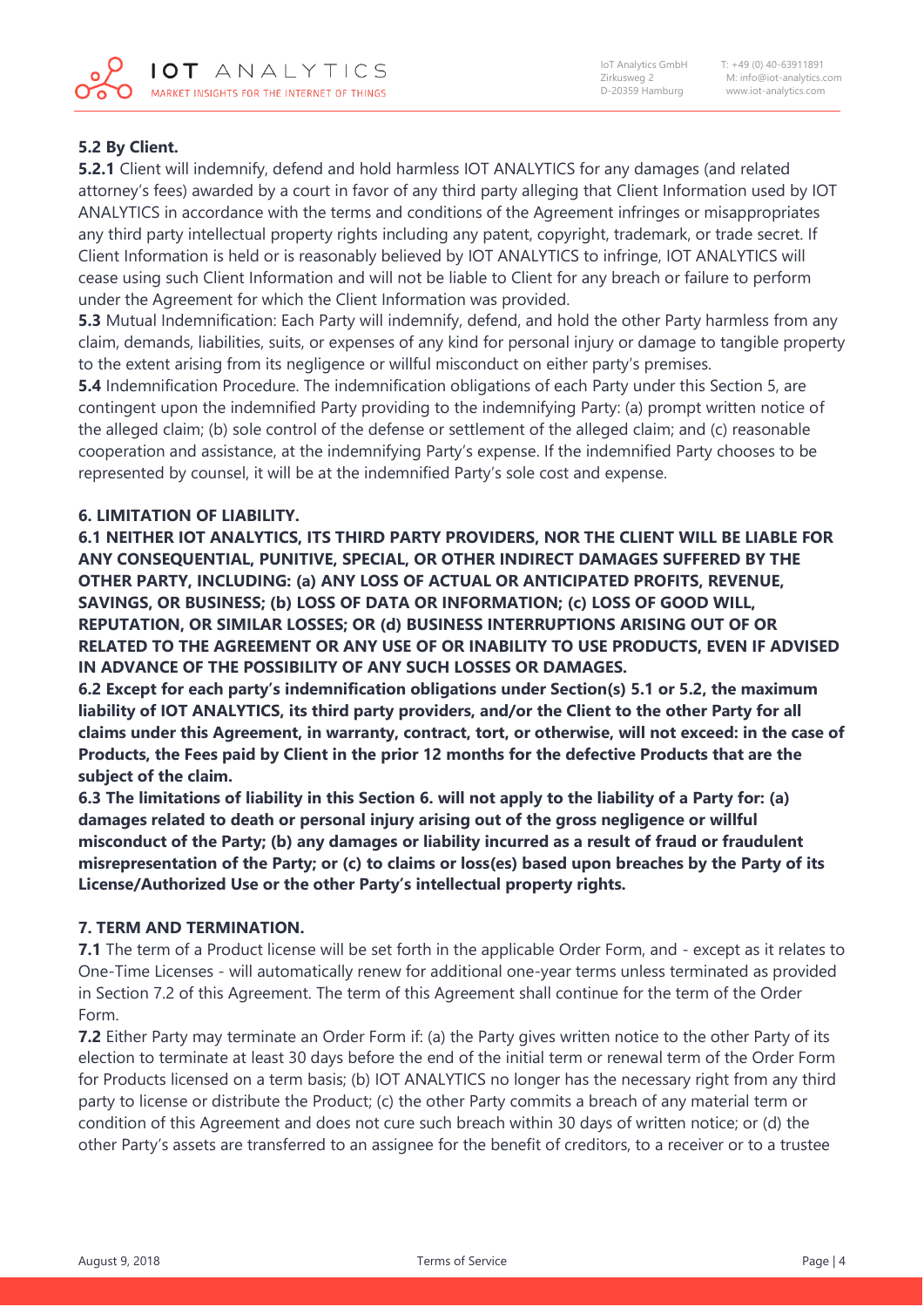**5.2 By Client.**

**5.2.1** Client will indemnify, defend and hold harmless IOT ANALYTICS for any damages (and related attorney's fees) awarded by a court in favor of any third party alleging that Client Information used by IOT ANALYTICS in accordance with the terms and conditions of the Agreement infringes or misappropriates any third party intellectual property rights including any patent, copyright, trademark, or trade secret. If Client Information is held or is reasonably believed by IOT ANALYTICS to infringe, IOT ANALYTICS will cease using such Client Information and will not be liable to Client for any breach or failure to perform under the Agreement for which the Client Information was provided.

**5.3** Mutual Indemnification: Each Party will indemnify, defend, and hold the other Party harmless from any claim, demands, liabilities, suits, or expenses of any kind for personal injury or damage to tangible property to the extent arising from its negligence or willful misconduct on either party's premises.

**5.4** Indemnification Procedure. The indemnification obligations of each Party under this Section 5, are contingent upon the indemnified Party providing to the indemnifying Party: (a) prompt written notice of the alleged claim; (b) sole control of the defense or settlement of the alleged claim; and (c) reasonable cooperation and assistance, at the indemnifying Party's expense. If the indemnified Party chooses to be represented by counsel, it will be at the indemnified Party's sole cost and expense.

**6. LIMITATION OF LIABILITY.**

**6.1 NEITHER IOT ANALYTICS, ITS THIRD PARTY PROVIDERS, NOR THE CLIENT WILL BE LIABLE FOR ANY CONSEQUENTIAL, PUNITIVE, SPECIAL, OR OTHER INDIRECT DAMAGES SUFFERED BY THE OTHER PARTY, INCLUDING: (a) ANY LOSS OF ACTUAL OR ANTICIPATED PROFITS, REVENUE, SAVINGS, OR BUSINESS; (b) LOSS OF DATA OR INFORMATION; (c) LOSS OF GOOD WILL, REPUTATION, OR SIMILAR LOSSES; OR (d) BUSINESS INTERRUPTIONS ARISING OUT OF OR RELATED TO THE AGREEMENT OR ANY USE OF OR INABILITY TO USE PRODUCTS, EVEN IF ADVISED IN ADVANCE OF THE POSSIBILITY OF ANY SUCH LOSSES OR DAMAGES.**

**6.2 Except for each party's indemnification obligations under Section(s) 5.1 or 5.2, the maximum liability of IOT ANALYTICS, its third party providers, and/or the Client to the other Party for all claims under this Agreement, in warranty, contract, tort, or otherwise, will not exceed: in the case of Products, the Fees paid by Client in the prior 12 months for the defective Products that are the subject of the claim.**

**6.3 The limitations of liability in this Section 6. will not apply to the liability of a Party for: (a) damages related to death or personal injury arising out of the gross negligence or willful misconduct of the Party; (b) any damages or liability incurred as a result of fraud or fraudulent misrepresentation of the Party; or (c) to claims or loss(es) based upon breaches by the Party of its License/Authorized Use or the other Party's intellectual property rights.**

**7. TERM AND TERMINATION.**

**7.1** The term of a Product license will be set forth in the applicable Order Form, and - except as it relates to One-Time Licenses - will automatically renew for additional one-year terms unless terminated as provided in Section 7.2 of this Agreement. The term of this Agreement shall continue for the term of the Order Form.

**7.2** Either Party may terminate an Order Form if: (a) the Party gives written notice to the other Party of its election to terminate at least 30 days before the end of the initial term or renewal term of the Order Form for Products licensed on a term basis; (b) IOT ANALYTICS no longer has the necessary right from any third party to license or distribute the Product; (c) the other Party commits a breach of any material term or condition of this Agreement and does not cure such breach within 30 days of written notice; or (d) the other Party's assets are transferred to an assignee for the benefit of creditors, to a receiver or to a trustee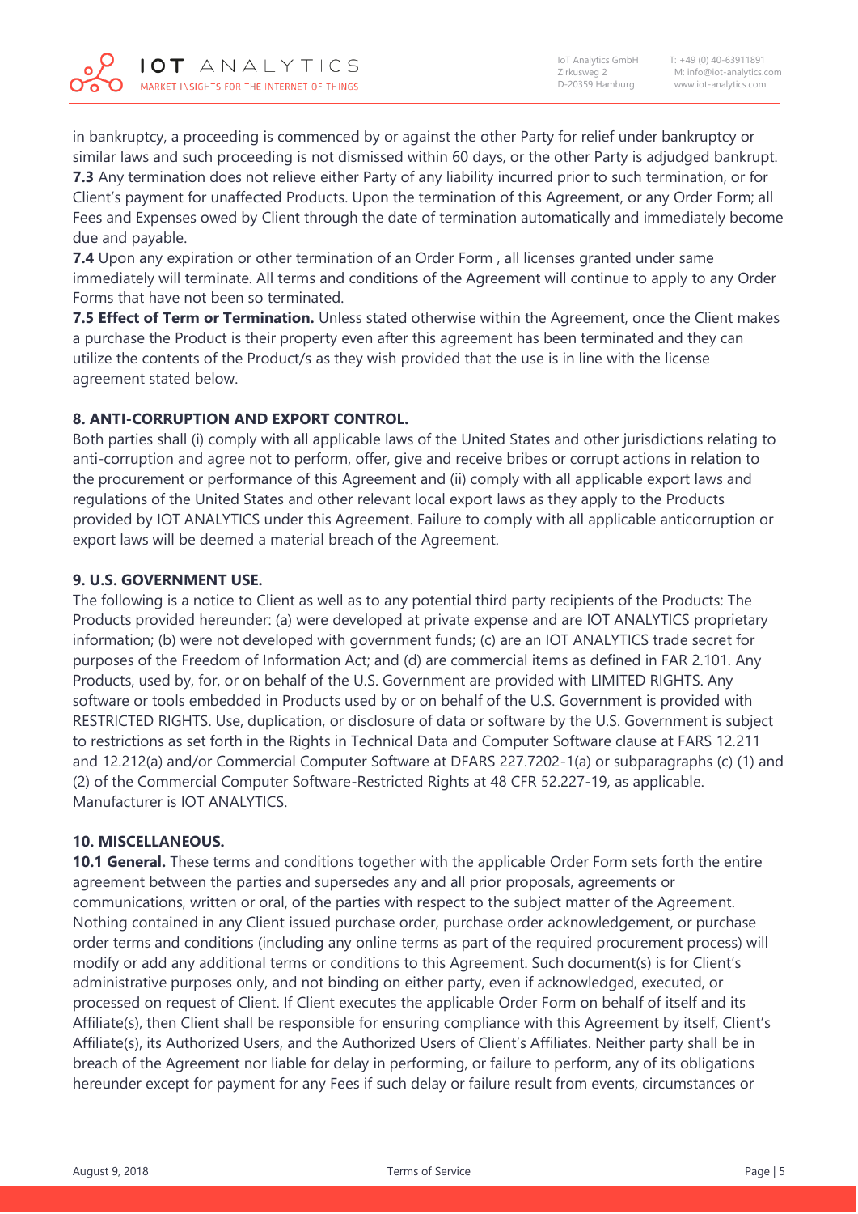in bankruptcy, a proceeding is commenced by or against the other Party for relief under bankruptcy or similar laws and such proceeding is not dismissed within 60 days, or the other Party is adjudged bankrupt.
**7.3** Any termination does not relieve either Party of any liability incurred prior to such termination, or for Client's payment for unaffected Products. Upon the termination of this Agreement, or any Order Form; all Fees and Expenses owed by Client through the date of termination automatically and immediately become due and payable.
**7.4** Upon any expiration or other termination of an Order Form , all licenses granted under same immediately will terminate. All terms and conditions of the Agreement will continue to apply to any Order Forms that have not been so terminated.
**7.5 Effect of Term or Termination.** Unless stated otherwise within the Agreement, once the Client makes a purchase the Product is their property even after this agreement has been terminated and they can utilize the contents of the Product/s as they wish provided that the use is in line with the license agreement stated below.

**8. ANTI-CORRUPTION AND EXPORT CONTROL.**
Both parties shall (i) comply with all applicable laws of the United States and other jurisdictions relating to anti-corruption and agree not to perform, offer, give and receive bribes or corrupt actions in relation to the procurement or performance of this Agreement and (ii) comply with all applicable export laws and regulations of the United States and other relevant local export laws as they apply to the Products provided by IOT ANALYTICS under this Agreement. Failure to comply with all applicable anticorruption or export laws will be deemed a material breach of the Agreement.

**9. U.S. GOVERNMENT USE.**
The following is a notice to Client as well as to any potential third party recipients of the Products: The Products provided hereunder: (a) were developed at private expense and are IOT ANALYTICS proprietary information; (b) were not developed with government funds; (c) are an IOT ANALYTICS trade secret for purposes of the Freedom of Information Act; and (d) are commercial items as defined in FAR 2.101. Any Products, used by, for, or on behalf of the U.S. Government are provided with LIMITED RIGHTS. Any software or tools embedded in Products used by or on behalf of the U.S. Government is provided with RESTRICTED RIGHTS. Use, duplication, or disclosure of data or software by the U.S. Government is subject to restrictions as set forth in the Rights in Technical Data and Computer Software clause at FARS 12.211 and 12.212(a) and/or Commercial Computer Software at DFARS 227.7202-1(a) or subparagraphs (c) (1) and (2) of the Commercial Computer Software-Restricted Rights at 48 CFR 52.227-19, as applicable. Manufacturer is IOT ANALYTICS.

**10. MISCELLANEOUS.**
**10.1 General.** These terms and conditions together with the applicable Order Form sets forth the entire agreement between the parties and supersedes any and all prior proposals, agreements or communications, written or oral, of the parties with respect to the subject matter of the Agreement. Nothing contained in any Client issued purchase order, purchase order acknowledgement, or purchase order terms and conditions (including any online terms as part of the required procurement process) will modify or add any additional terms or conditions to this Agreement. Such document(s) is for Client's administrative purposes only, and not binding on either party, even if acknowledged, executed, or processed on request of Client. If Client executes the applicable Order Form on behalf of itself and its Affiliate(s), then Client shall be responsible for ensuring compliance with this Agreement by itself, Client's Affiliate(s), its Authorized Users, and the Authorized Users of Client's Affiliates. Neither party shall be in breach of the Agreement nor liable for delay in performing, or failure to perform, any of its obligations hereunder except for payment for any Fees if such delay or failure result from events, circumstances or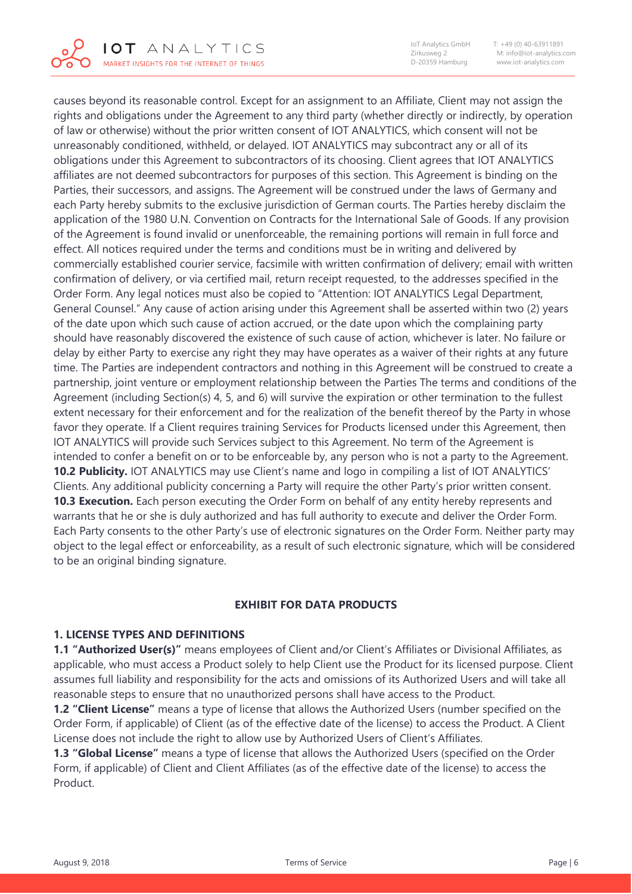causes beyond its reasonable control. Except for an assignment to an Affiliate, Client may not assign the rights and obligations under the Agreement to any third party (whether directly or indirectly, by operation of law or otherwise) without the prior written consent of IOT ANALYTICS, which consent will not be unreasonably conditioned, withheld, or delayed. IOT ANALYTICS may subcontract any or all of its obligations under this Agreement to subcontractors of its choosing. Client agrees that IOT ANALYTICS affiliates are not deemed subcontractors for purposes of this section. This Agreement is binding on the Parties, their successors, and assigns. The Agreement will be construed under the laws of Germany and each Party hereby submits to the exclusive jurisdiction of German courts. The Parties hereby disclaim the application of the 1980 U.N. Convention on Contracts for the International Sale of Goods. If any provision of the Agreement is found invalid or unenforceable, the remaining portions will remain in full force and effect. All notices required under the terms and conditions must be in writing and delivered by commercially established courier service, facsimile with written confirmation of delivery; email with written confirmation of delivery, or via certified mail, return receipt requested, to the addresses specified in the Order Form. Any legal notices must also be copied to "Attention: IOT ANALYTICS Legal Department, General Counsel." Any cause of action arising under this Agreement shall be asserted within two (2) years of the date upon which such cause of action accrued, or the date upon which the complaining party should have reasonably discovered the existence of such cause of action, whichever is later. No failure or delay by either Party to exercise any right they may have operates as a waiver of their rights at any future time. The Parties are independent contractors and nothing in this Agreement will be construed to create a partnership, joint venture or employment relationship between the Parties The terms and conditions of the Agreement (including Section(s) 4, 5, and 6) will survive the expiration or other termination to the fullest extent necessary for their enforcement and for the realization of the benefit thereof by the Party in whose favor they operate. If a Client requires training Services for Products licensed under this Agreement, then IOT ANALYTICS will provide such Services subject to this Agreement. No term of the Agreement is intended to confer a benefit on or to be enforceable by, any person who is not a party to the Agreement.
**10.2 Publicity.** IOT ANALYTICS may use Client's name and logo in compiling a list of IOT ANALYTICS' Clients. Any additional publicity concerning a Party will require the other Party's prior written consent.
**10.3 Execution.** Each person executing the Order Form on behalf of any entity hereby represents and warrants that he or she is duly authorized and has full authority to execute and deliver the Order Form. Each Party consents to the other Party's use of electronic signatures on the Order Form. Neither party may object to the legal effect or enforceability, as a result of such electronic signature, which will be considered to be an original binding signature.

## EXHIBIT FOR DATA PRODUCTS

### 1. LICENSE TYPES AND DEFINITIONS

**1.1 "Authorized User(s)"** means employees of Client and/or Client's Affiliates or Divisional Affiliates, as applicable, who must access a Product solely to help Client use the Product for its licensed purpose. Client assumes full liability and responsibility for the acts and omissions of its Authorized Users and will take all reasonable steps to ensure that no unauthorized persons shall have access to the Product.
**1.2 "Client License"** means a type of license that allows the Authorized Users (number specified on the Order Form, if applicable) of Client (as of the effective date of the license) to access the Product. A Client License does not include the right to allow use by Authorized Users of Client's Affiliates.
**1.3 "Global License"** means a type of license that allows the Authorized Users (specified on the Order Form, if applicable) of Client and Client Affiliates (as of the effective date of the license) to access the Product.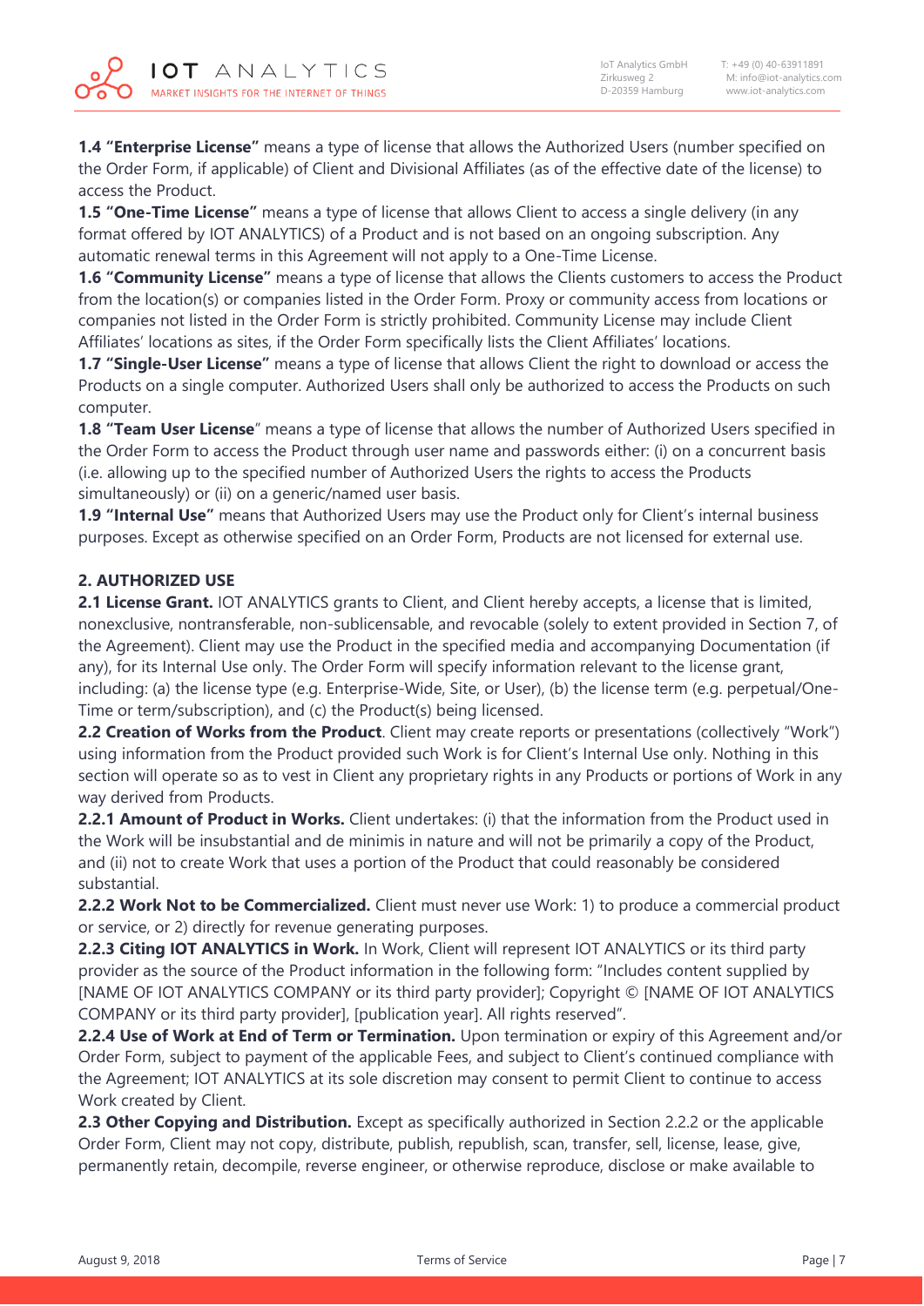**1.4 “Enterprise License”** means a type of license that allows the Authorized Users (number specified on the Order Form, if applicable) of Client and Divisional Affiliates (as of the effective date of the license) to access the Product.

**1.5 “One-Time License”** means a type of license that allows Client to access a single delivery (in any format offered by IOT ANALYTICS) of a Product and is not based on an ongoing subscription. Any automatic renewal terms in this Agreement will not apply to a One-Time License.

**1.6 “Community License”** means a type of license that allows the Clients customers to access the Product from the location(s) or companies listed in the Order Form. Proxy or community access from locations or companies not listed in the Order Form is strictly prohibited. Community License may include Client Affiliates’ locations as sites, if the Order Form specifically lists the Client Affiliates’ locations.

**1.7 “Single-User License”** means a type of license that allows Client the right to download or access the Products on a single computer. Authorized Users shall only be authorized to access the Products on such computer.

**1.8 “Team User License**” means a type of license that allows the number of Authorized Users specified in the Order Form to access the Product through user name and passwords either: (i) on a concurrent basis (i.e. allowing up to the specified number of Authorized Users the rights to access the Products simultaneously) or (ii) on a generic/named user basis.

**1.9 “Internal Use”** means that Authorized Users may use the Product only for Client’s internal business purposes. Except as otherwise specified on an Order Form, Products are not licensed for external use.

## 2. AUTHORIZED USE

**2.1 License Grant.** IOT ANALYTICS grants to Client, and Client hereby accepts, a license that is limited, nonexclusive, nontransferable, non-sublicensable, and revocable (solely to extent provided in Section 7, of the Agreement). Client may use the Product in the specified media and accompanying Documentation (if any), for its Internal Use only. The Order Form will specify information relevant to the license grant, including: (a) the license type (e.g. Enterprise-Wide, Site, or User), (b) the license term (e.g. perpetual/One-Time or term/subscription), and (c) the Product(s) being licensed.

**2.2 Creation of Works from the Product**. Client may create reports or presentations (collectively “Work”) using information from the Product provided such Work is for Client’s Internal Use only. Nothing in this section will operate so as to vest in Client any proprietary rights in any Products or portions of Work in any way derived from Products.

**2.2.1 Amount of Product in Works.** Client undertakes: (i) that the information from the Product used in the Work will be insubstantial and de minimis in nature and will not be primarily a copy of the Product, and (ii) not to create Work that uses a portion of the Product that could reasonably be considered substantial.

**2.2.2 Work Not to be Commercialized.** Client must never use Work: 1) to produce a commercial product or service, or 2) directly for revenue generating purposes.

**2.2.3 Citing IOT ANALYTICS in Work.** In Work, Client will represent IOT ANALYTICS or its third party provider as the source of the Product information in the following form: “Includes content supplied by [NAME OF IOT ANALYTICS COMPANY or its third party provider]; Copyright © [NAME OF IOT ANALYTICS COMPANY or its third party provider], [publication year]. All rights reserved”.

**2.2.4 Use of Work at End of Term or Termination.** Upon termination or expiry of this Agreement and/or Order Form, subject to payment of the applicable Fees, and subject to Client’s continued compliance with the Agreement; IOT ANALYTICS at its sole discretion may consent to permit Client to continue to access Work created by Client.

**2.3 Other Copying and Distribution.** Except as specifically authorized in Section 2.2.2 or the applicable Order Form, Client may not copy, distribute, publish, republish, scan, transfer, sell, license, lease, give, permanently retain, decompile, reverse engineer, or otherwise reproduce, disclose or make available to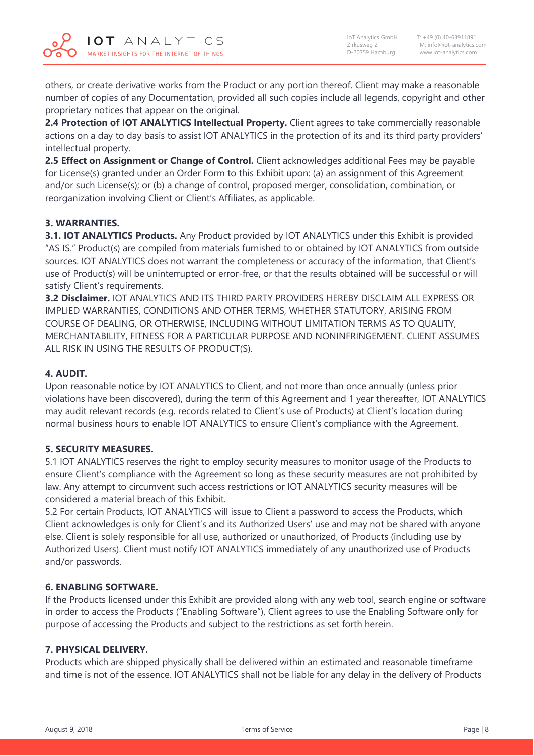others, or create derivative works from the Product or any portion thereof. Client may make a reasonable number of copies of any Documentation, provided all such copies include all legends, copyright and other proprietary notices that appear on the original.

**2.4 Protection of IOT ANALYTICS Intellectual Property.** Client agrees to take commercially reasonable actions on a day to day basis to assist IOT ANALYTICS in the protection of its and its third party providers' intellectual property.

**2.5 Effect on Assignment or Change of Control.** Client acknowledges additional Fees may be payable for License(s) granted under an Order Form to this Exhibit upon: (a) an assignment of this Agreement and/or such License(s); or (b) a change of control, proposed merger, consolidation, combination, or reorganization involving Client or Client's Affiliates, as applicable.

**3. WARRANTIES.**

**3.1. IOT ANALYTICS Products.** Any Product provided by IOT ANALYTICS under this Exhibit is provided "AS IS." Product(s) are compiled from materials furnished to or obtained by IOT ANALYTICS from outside sources. IOT ANALYTICS does not warrant the completeness or accuracy of the information, that Client's use of Product(s) will be uninterrupted or error-free, or that the results obtained will be successful or will satisfy Client's requirements.

**3.2 Disclaimer.** IOT ANALYTICS AND ITS THIRD PARTY PROVIDERS HEREBY DISCLAIM ALL EXPRESS OR IMPLIED WARRANTIES, CONDITIONS AND OTHER TERMS, WHETHER STATUTORY, ARISING FROM COURSE OF DEALING, OR OTHERWISE, INCLUDING WITHOUT LIMITATION TERMS AS TO QUALITY, MERCHANTABILITY, FITNESS FOR A PARTICULAR PURPOSE AND NONINFRINGEMENT. CLIENT ASSUMES ALL RISK IN USING THE RESULTS OF PRODUCT(S).

**4. AUDIT.**

Upon reasonable notice by IOT ANALYTICS to Client, and not more than once annually (unless prior violations have been discovered), during the term of this Agreement and 1 year thereafter, IOT ANALYTICS may audit relevant records (e.g. records related to Client's use of Products) at Client's location during normal business hours to enable IOT ANALYTICS to ensure Client's compliance with the Agreement.

**5. SECURITY MEASURES.**

5.1 IOT ANALYTICS reserves the right to employ security measures to monitor usage of the Products to ensure Client's compliance with the Agreement so long as these security measures are not prohibited by law. Any attempt to circumvent such access restrictions or IOT ANALYTICS security measures will be considered a material breach of this Exhibit.

5.2 For certain Products, IOT ANALYTICS will issue to Client a password to access the Products, which Client acknowledges is only for Client's and its Authorized Users' use and may not be shared with anyone else. Client is solely responsible for all use, authorized or unauthorized, of Products (including use by Authorized Users). Client must notify IOT ANALYTICS immediately of any unauthorized use of Products and/or passwords.

**6. ENABLING SOFTWARE.**

If the Products licensed under this Exhibit are provided along with any web tool, search engine or software in order to access the Products ("Enabling Software"), Client agrees to use the Enabling Software only for purpose of accessing the Products and subject to the restrictions as set forth herein.

**7. PHYSICAL DELIVERY.**

Products which are shipped physically shall be delivered within an estimated and reasonable timeframe and time is not of the essence. IOT ANALYTICS shall not be liable for any delay in the delivery of Products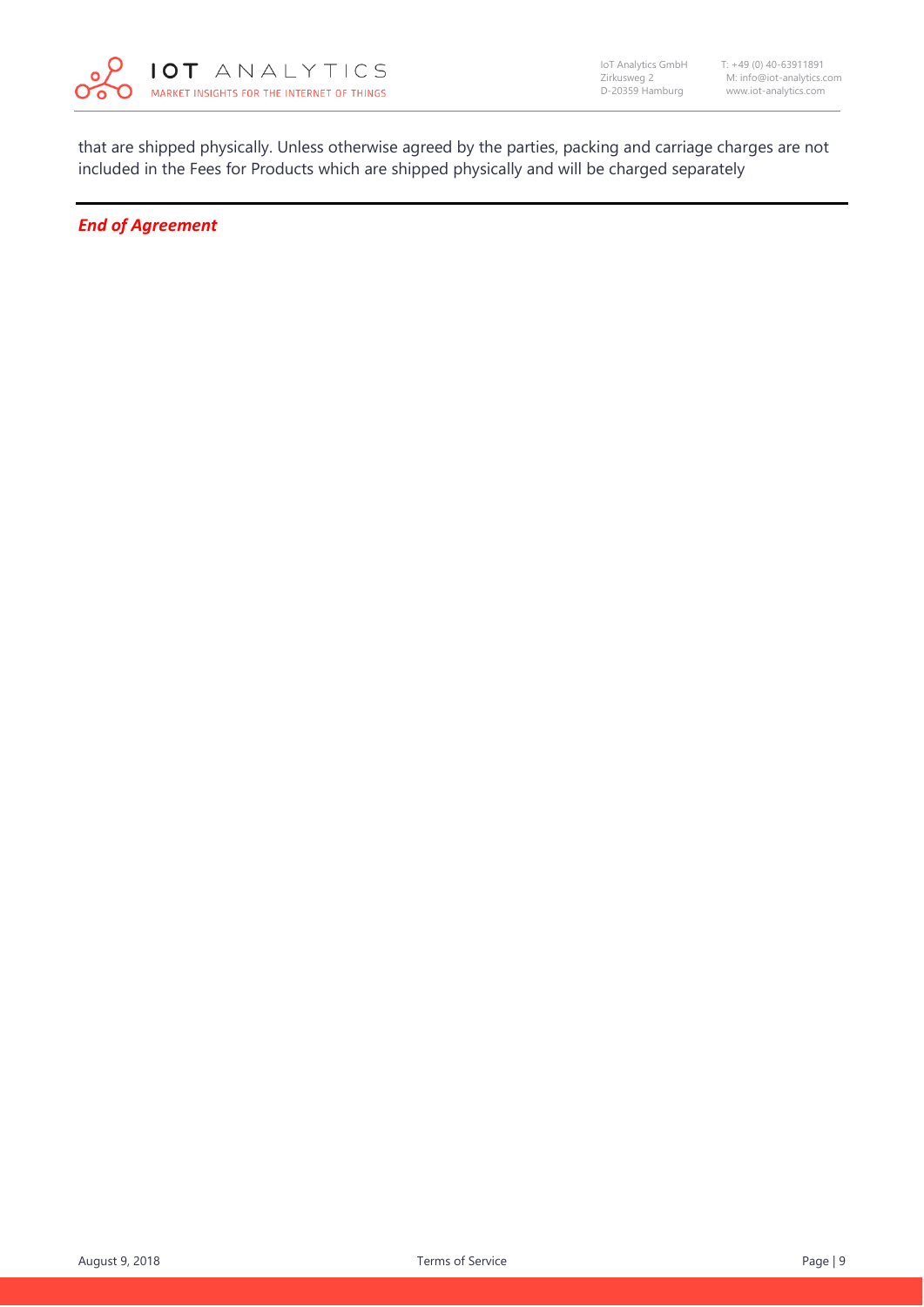that are shipped physically. Unless otherwise agreed by the parties, packing and carriage charges are not included in the Fees for Products which are shipped physically and will be charged separately

---

***End of Agreement***